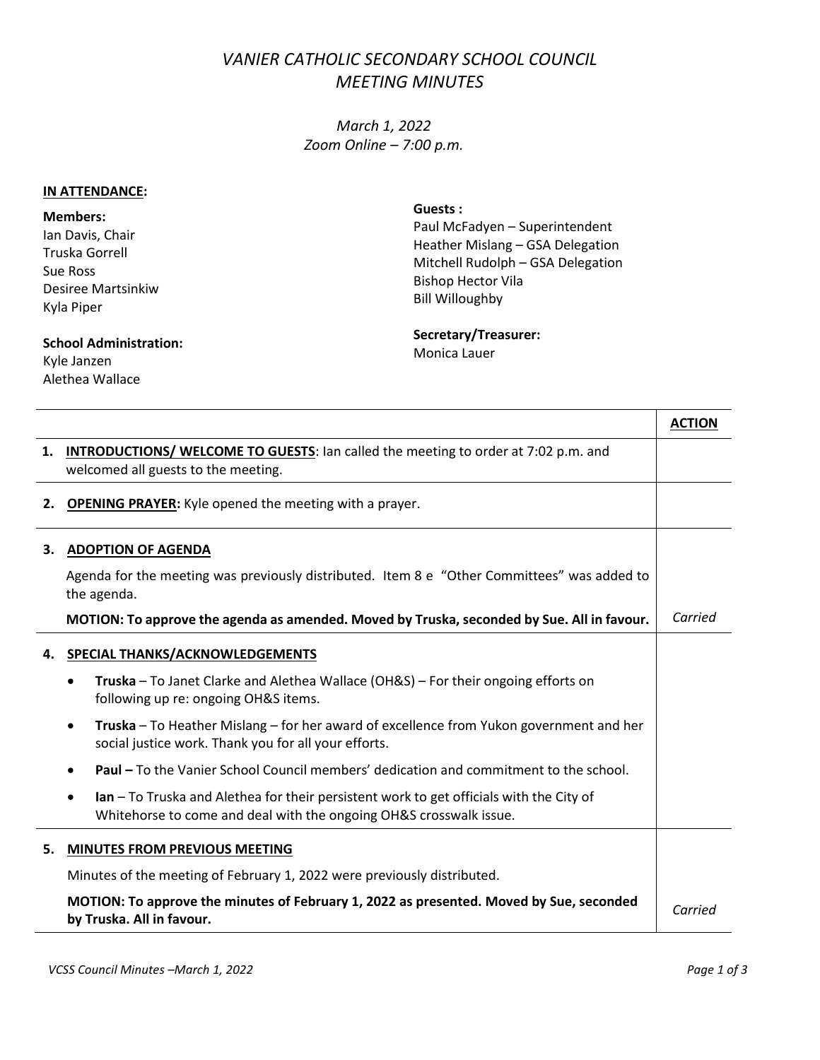# *VANIER CATHOLIC SECONDARY SCHOOL COUNCIL MEETING MINUTES*

*March 1, 2022*
*Zoom Online – 7:00 p.m.*

**IN ATTENDANCE:**

**Members:**
Ian Davis, Chair
Truska Gorrell
Sue Ross
Desiree Martsinkiw
Kyla Piper

**School Administration:**
Kyle Janzen
Alethea Wallace

**Guests :**
Paul McFadyen – Superintendent
Heather Mislang – GSA Delegation
Mitchell Rudolph – GSA Delegation
Bishop Hector Vila
Bill Willoughby

**Secretary/Treasurer:**
Monica Lauer

| | **ACTION** |
|---|---|
| **1. INTRODUCTIONS/ WELCOME TO GUESTS**: Ian called the meeting to order at 7:02 p.m. and welcomed all guests to the meeting. | |
| **2. OPENING PRAYER:** Kyle opened the meeting with a prayer. | |
| **3. ADOPTION OF AGENDA**<br>Agenda for the meeting was previously distributed. Item 8 e "Other Committees" was added to the agenda.<br>**MOTION: To approve the agenda as amended. Moved by Truska, seconded by Sue. All in favour.** | *Carried* |
| **4. SPECIAL THANKS/ACKNOWLEDGEMENTS**<br>• **Truska** – To Janet Clarke and Alethea Wallace (OH&S) – For their ongoing efforts on following up re: ongoing OH&S items.<br>• **Truska** – To Heather Mislang – for her award of excellence from Yukon government and her social justice work. Thank you for all your efforts.<br>• **Paul –** To the Vanier School Council members' dedication and commitment to the school.<br>• **Ian** – To Truska and Alethea for their persistent work to get officials with the City of Whitehorse to come and deal with the ongoing OH&S crosswalk issue. | |
| **5. MINUTES FROM PREVIOUS MEETING**<br>Minutes of the meeting of February 1, 2022 were previously distributed.<br>**MOTION: To approve the minutes of February 1, 2022 as presented. Moved by Sue, seconded by Truska. All in favour.** | *Carried* |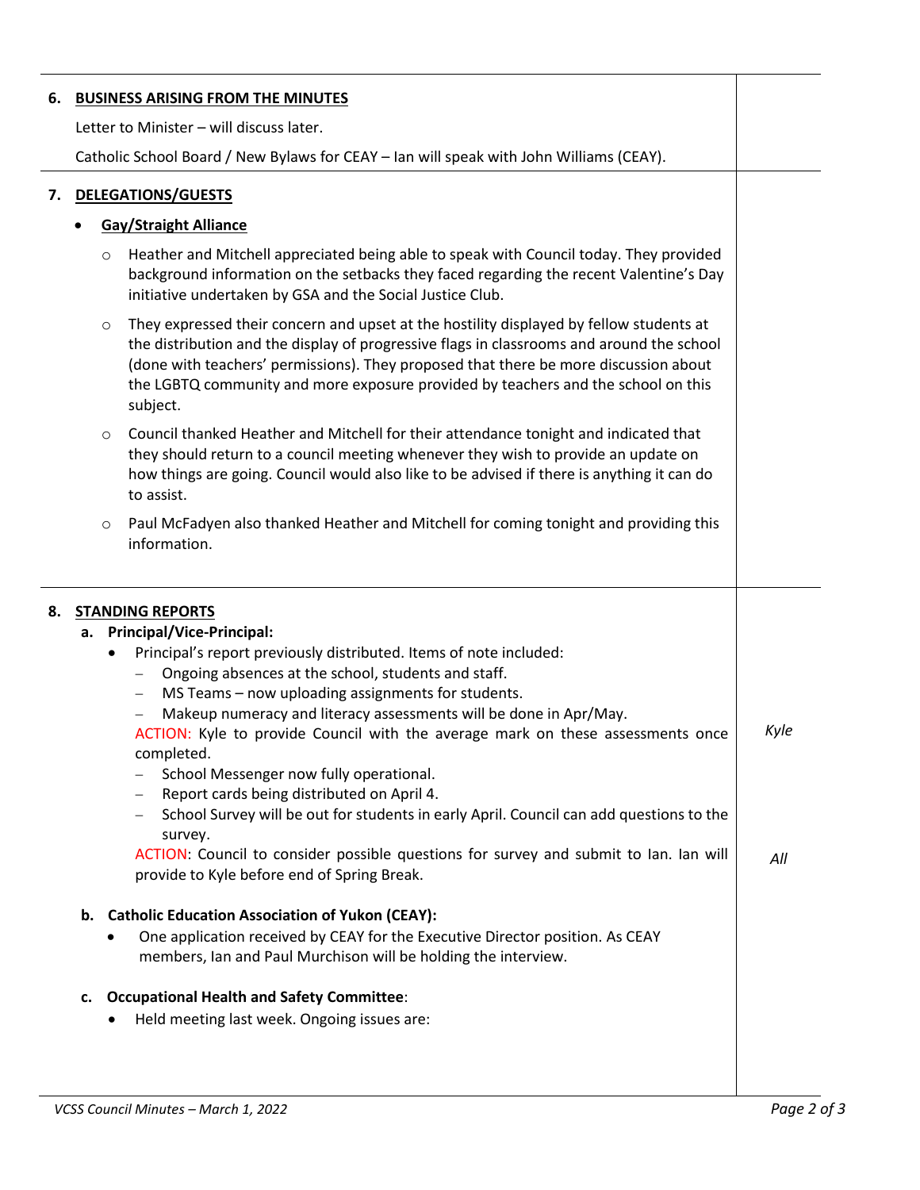## 6. BUSINESS ARISING FROM THE MINUTES

Letter to Minister – will discuss later.

Catholic School Board / New Bylaws for CEAY – Ian will speak with John Williams (CEAY).

## 7. DELEGATIONS/GUESTS

- **Gay/Straight Alliance**
  - Heather and Mitchell appreciated being able to speak with Council today. They provided background information on the setbacks they faced regarding the recent Valentine's Day initiative undertaken by GSA and the Social Justice Club.
  - They expressed their concern and upset at the hostility displayed by fellow students at the distribution and the display of progressive flags in classrooms and around the school (done with teachers' permissions). They proposed that there be more discussion about the LGBTQ community and more exposure provided by teachers and the school on this subject.
  - Council thanked Heather and Mitchell for their attendance tonight and indicated that they should return to a council meeting whenever they wish to provide an update on how things are going. Council would also like to be advised if there is anything it can do to assist.
  - Paul McFadyen also thanked Heather and Mitchell for coming tonight and providing this information.

## 8. STANDING REPORTS

### a. Principal/Vice-Principal:

- Principal's report previously distributed. Items of note included:
  - Ongoing absences at the school, students and staff.
  - MS Teams – now uploading assignments for students.
  - Makeup numeracy and literacy assessments will be done in Apr/May.

  ACTION: Kyle to provide Council with the average mark on these assessments once completed. — *Kyle*

  - School Messenger now fully operational.
  - Report cards being distributed on April 4.
  - School Survey will be out for students in early April. Council can add questions to the survey.

  ACTION: Council to consider possible questions for survey and submit to Ian. Ian will provide to Kyle before end of Spring Break. — *All*

### b. Catholic Education Association of Yukon (CEAY):

- One application received by CEAY for the Executive Director position. As CEAY members, Ian and Paul Murchison will be holding the interview.

### c. Occupational Health and Safety Committee:

- Held meeting last week. Ongoing issues are: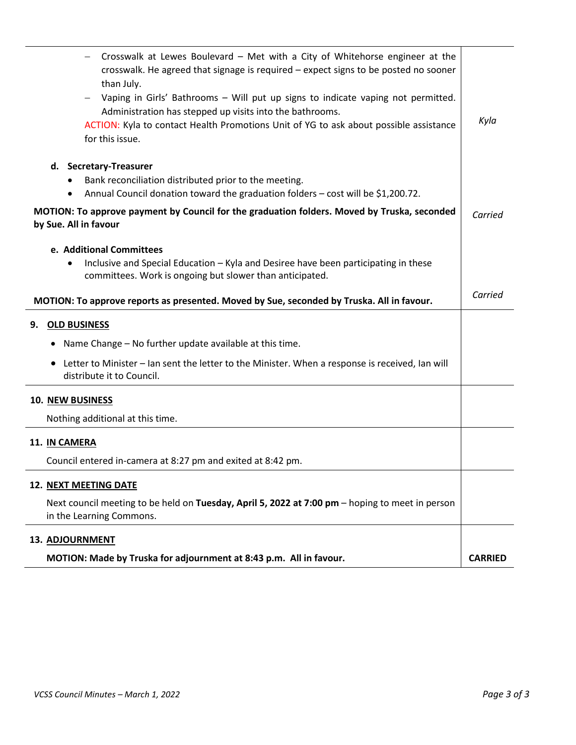| | |
|---|---|
| – Crosswalk at Lewes Boulevard – Met with a City of Whitehorse engineer at the crosswalk. He agreed that signage is required – expect signs to be posted no sooner than July.<br>– Vaping in Girls' Bathrooms – Will put up signs to indicate vaping not permitted. Administration has stepped up visits into the bathrooms.<br>ACTION: Kyla to contact Health Promotions Unit of YG to ask about possible assistance for this issue. | *Kyla* |
| **d. Secretary-Treasurer**<br>• Bank reconciliation distributed prior to the meeting.<br>• Annual Council donation toward the graduation folders – cost will be $1,200.72.<br>**MOTION: To approve payment by Council for the graduation folders. Moved by Truska, seconded by Sue. All in favour** | *Carried* |
| **e. Additional Committees**<br>• Inclusive and Special Education – Kyla and Desiree have been participating in these committees. Work is ongoing but slower than anticipated.<br>**MOTION: To approve reports as presented. Moved by Sue, seconded by Truska. All in favour.** | *Carried* |
| **9. OLD BUSINESS**<br>• Name Change – No further update available at this time.<br>• Letter to Minister – Ian sent the letter to the Minister. When a response is received, Ian will distribute it to Council. | |
| **10. NEW BUSINESS**<br>Nothing additional at this time. | |
| **11. IN CAMERA**<br>Council entered in-camera at 8:27 pm and exited at 8:42 pm. | |
| **12. NEXT MEETING DATE**<br>Next council meeting to be held on **Tuesday, April 5, 2022 at 7:00 pm** – hoping to meet in person in the Learning Commons. | |
| **13. ADJOURNMENT**<br>**MOTION: Made by Truska for adjournment at 8:43 p.m. All in favour.** | **CARRIED** |

*VCSS Council Minutes – March 1, 2022*